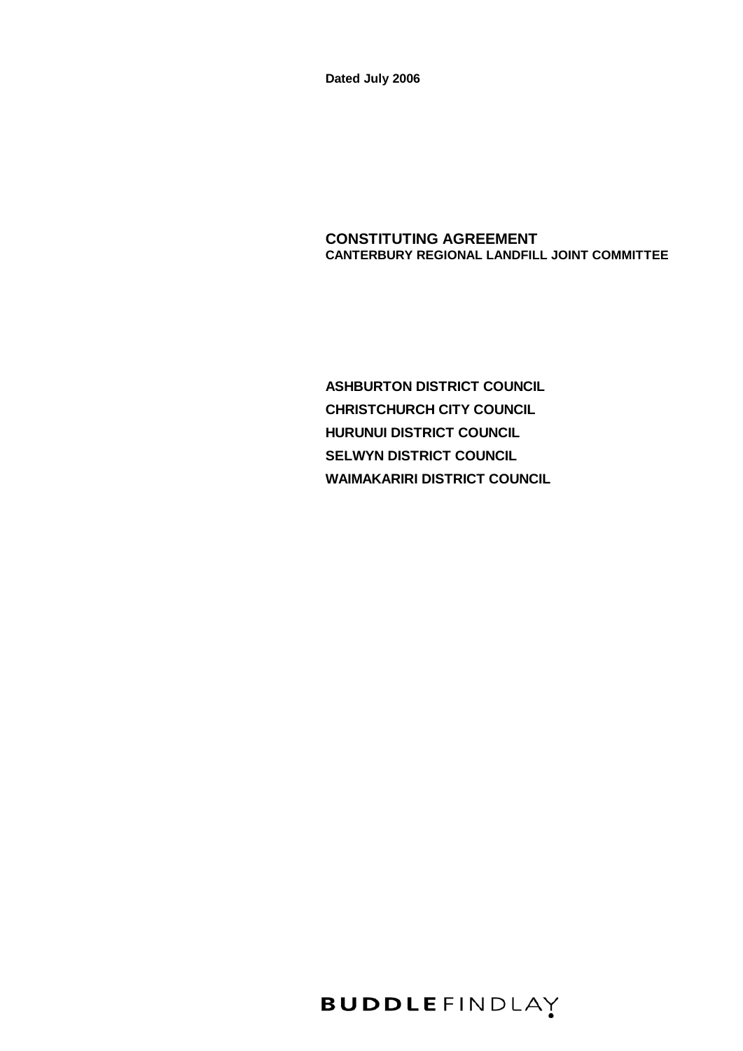**Dated July 2006**

# CONSTITUTING AGREEMENT

## CANTERBURY REGIONAL LANDFILL JOINT COMMITTEE

**ASHBURTON DISTRICT COUNCIL**

**CHRISTCHURCH CITY COUNCIL**

**HURUNUI DISTRICT COUNCIL**

**SELWYN DISTRICT COUNCIL**

**WAIMAKARIRI DISTRICT COUNCIL**

**BUDDLE** FINDLAY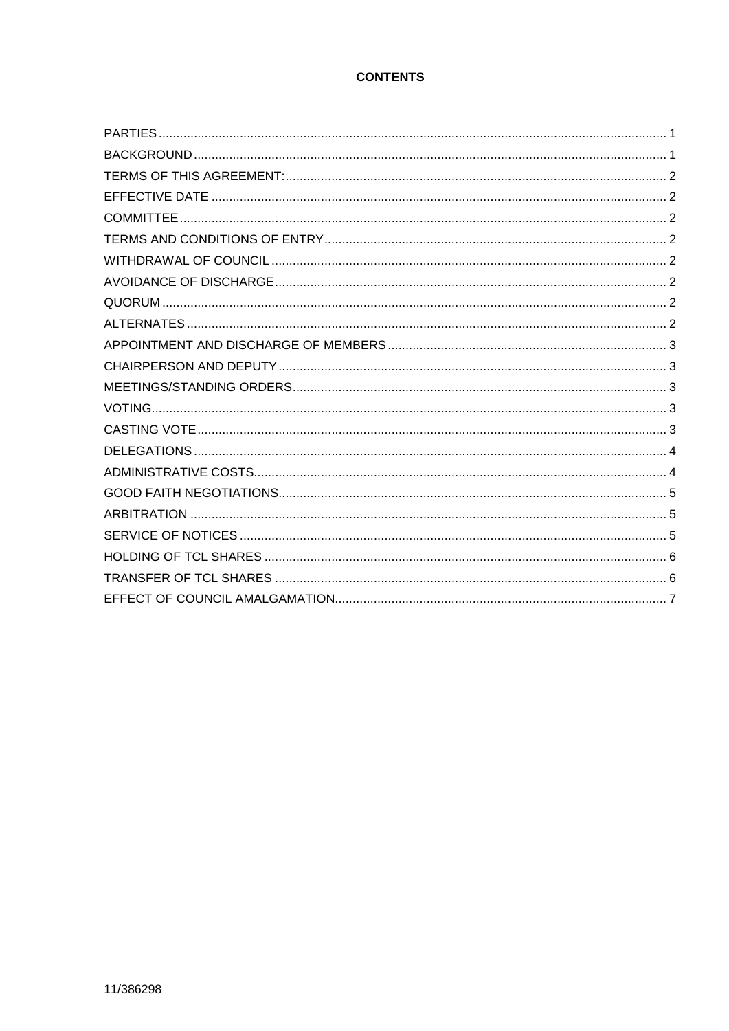**CONTENTS**

| | |
|---|---|
| PARTIES | 1 |
| BACKGROUND | 1 |
| TERMS OF THIS AGREEMENT: | 2 |
| EFFECTIVE DATE | 2 |
| COMMITTEE | 2 |
| TERMS AND CONDITIONS OF ENTRY | 2 |
| WITHDRAWAL OF COUNCIL | 2 |
| AVOIDANCE OF DISCHARGE | 2 |
| QUORUM | 2 |
| ALTERNATES | 2 |
| APPOINTMENT AND DISCHARGE OF MEMBERS | 3 |
| CHAIRPERSON AND DEPUTY | 3 |
| MEETINGS/STANDING ORDERS | 3 |
| VOTING | 3 |
| CASTING VOTE | 3 |
| DELEGATIONS | 4 |
| ADMINISTRATIVE COSTS | 4 |
| GOOD FAITH NEGOTIATIONS | 5 |
| ARBITRATION | 5 |
| SERVICE OF NOTICES | 5 |
| HOLDING OF TCL SHARES | 6 |
| TRANSFER OF TCL SHARES | 6 |
| EFFECT OF COUNCIL AMALGAMATION | 7 |

11/386298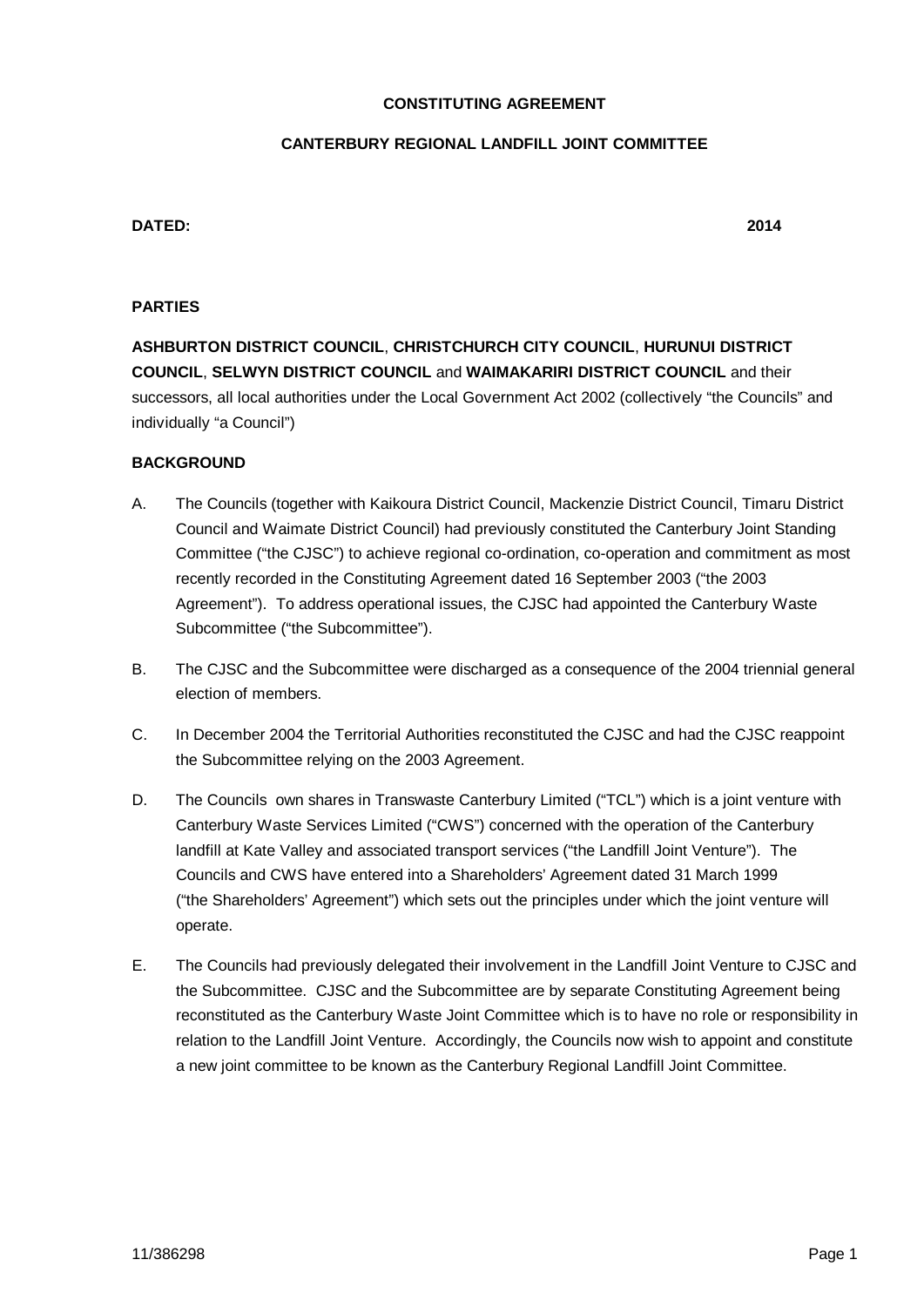**CONSTITUTING AGREEMENT**

**CANTERBURY REGIONAL LANDFILL JOINT COMMITTEE**

**DATED: 2014**

**PARTIES**

**ASHBURTON DISTRICT COUNCIL**, **CHRISTCHURCH CITY COUNCIL**, **HURUNUI DISTRICT COUNCIL**, **SELWYN DISTRICT COUNCIL** and **WAIMAKARIRI DISTRICT COUNCIL** and their successors, all local authorities under the Local Government Act 2002 (collectively "the Councils" and individually "a Council")

**BACKGROUND**

A. The Councils (together with Kaikoura District Council, Mackenzie District Council, Timaru District Council and Waimate District Council) had previously constituted the Canterbury Joint Standing Committee ("the CJSC") to achieve regional co-ordination, co-operation and commitment as most recently recorded in the Constituting Agreement dated 16 September 2003 ("the 2003 Agreement"). To address operational issues, the CJSC had appointed the Canterbury Waste Subcommittee ("the Subcommittee").

B. The CJSC and the Subcommittee were discharged as a consequence of the 2004 triennial general election of members.

C. In December 2004 the Territorial Authorities reconstituted the CJSC and had the CJSC reappoint the Subcommittee relying on the 2003 Agreement.

D. The Councils own shares in Transwaste Canterbury Limited ("TCL") which is a joint venture with Canterbury Waste Services Limited ("CWS") concerned with the operation of the Canterbury landfill at Kate Valley and associated transport services ("the Landfill Joint Venture"). The Councils and CWS have entered into a Shareholders' Agreement dated 31 March 1999 ("the Shareholders' Agreement") which sets out the principles under which the joint venture will operate.

E. The Councils had previously delegated their involvement in the Landfill Joint Venture to CJSC and the Subcommittee. CJSC and the Subcommittee are by separate Constituting Agreement being reconstituted as the Canterbury Waste Joint Committee which is to have no role or responsibility in relation to the Landfill Joint Venture. Accordingly, the Councils now wish to appoint and constitute a new joint committee to be known as the Canterbury Regional Landfill Joint Committee.

11/386298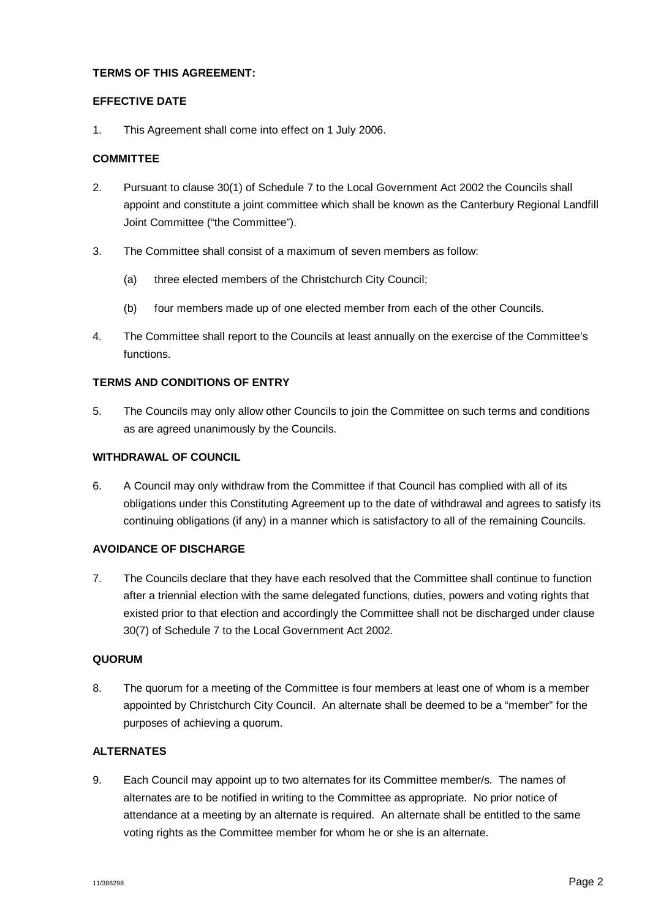**TERMS OF THIS AGREEMENT:**

**EFFECTIVE DATE**

1. This Agreement shall come into effect on 1 July 2006.

**COMMITTEE**

2. Pursuant to clause 30(1) of Schedule 7 to the Local Government Act 2002 the Councils shall appoint and constitute a joint committee which shall be known as the Canterbury Regional Landfill Joint Committee ("the Committee").

3. The Committee shall consist of a maximum of seven members as follow:

   (a) three elected members of the Christchurch City Council;

   (b) four members made up of one elected member from each of the other Councils.

4. The Committee shall report to the Councils at least annually on the exercise of the Committee's functions.

**TERMS AND CONDITIONS OF ENTRY**

5. The Councils may only allow other Councils to join the Committee on such terms and conditions as are agreed unanimously by the Councils.

**WITHDRAWAL OF COUNCIL**

6. A Council may only withdraw from the Committee if that Council has complied with all of its obligations under this Constituting Agreement up to the date of withdrawal and agrees to satisfy its continuing obligations (if any) in a manner which is satisfactory to all of the remaining Councils.

**AVOIDANCE OF DISCHARGE**

7. The Councils declare that they have each resolved that the Committee shall continue to function after a triennial election with the same delegated functions, duties, powers and voting rights that existed prior to that election and accordingly the Committee shall not be discharged under clause 30(7) of Schedule 7 to the Local Government Act 2002.

**QUORUM**

8. The quorum for a meeting of the Committee is four members at least one of whom is a member appointed by Christchurch City Council. An alternate shall be deemed to be a "member" for the purposes of achieving a quorum.

**ALTERNATES**

9. Each Council may appoint up to two alternates for its Committee member/s. The names of alternates are to be notified in writing to the Committee as appropriate. No prior notice of attendance at a meeting by an alternate is required. An alternate shall be entitled to the same voting rights as the Committee member for whom he or she is an alternate.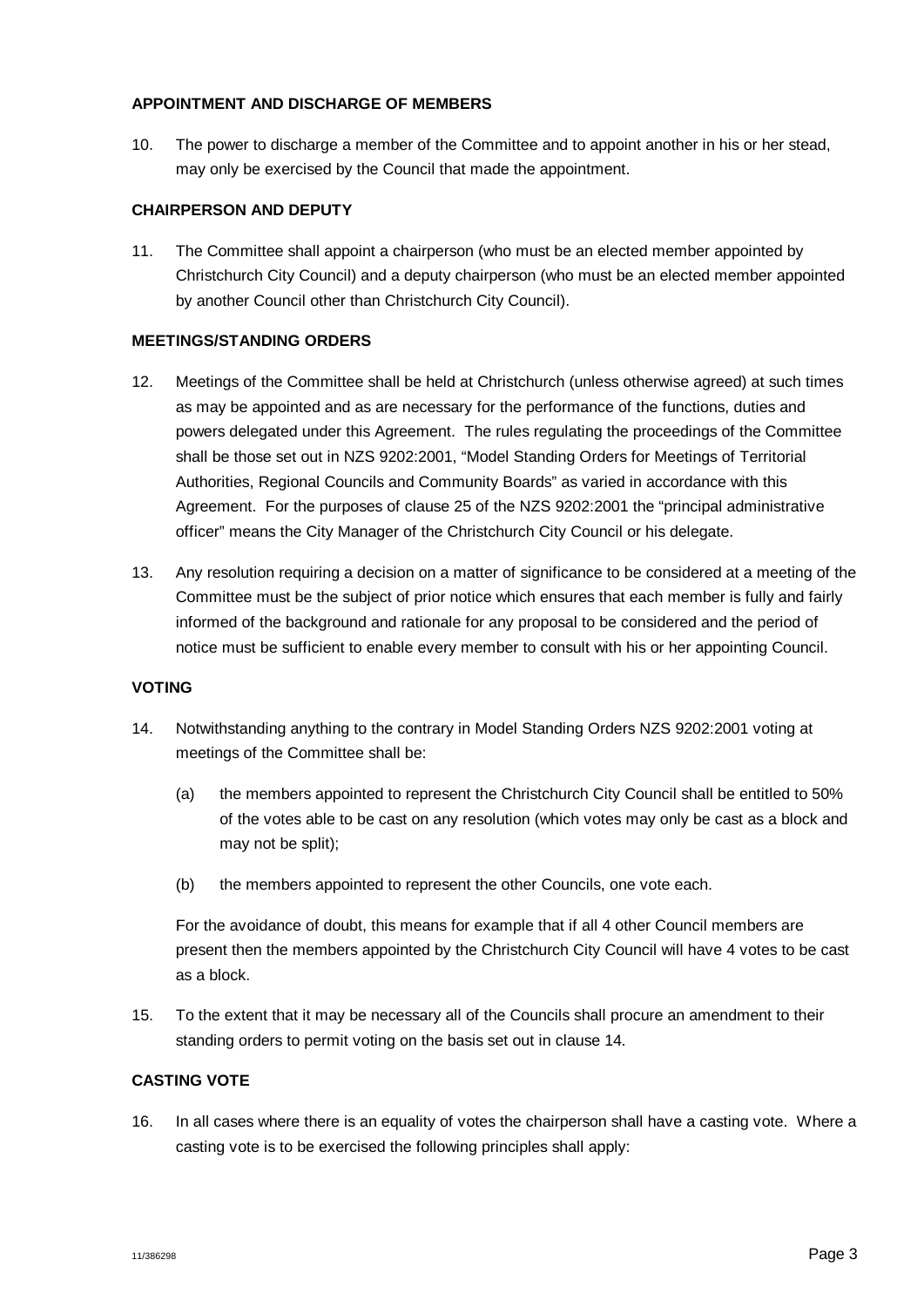**APPOINTMENT AND DISCHARGE OF MEMBERS**

10. The power to discharge a member of the Committee and to appoint another in his or her stead, may only be exercised by the Council that made the appointment.

**CHAIRPERSON AND DEPUTY**

11. The Committee shall appoint a chairperson (who must be an elected member appointed by Christchurch City Council) and a deputy chairperson (who must be an elected member appointed by another Council other than Christchurch City Council).

**MEETINGS/STANDING ORDERS**

12. Meetings of the Committee shall be held at Christchurch (unless otherwise agreed) at such times as may be appointed and as are necessary for the performance of the functions, duties and powers delegated under this Agreement. The rules regulating the proceedings of the Committee shall be those set out in NZS 9202:2001, "Model Standing Orders for Meetings of Territorial Authorities, Regional Councils and Community Boards" as varied in accordance with this Agreement. For the purposes of clause 25 of the NZS 9202:2001 the "principal administrative officer" means the City Manager of the Christchurch City Council or his delegate.

13. Any resolution requiring a decision on a matter of significance to be considered at a meeting of the Committee must be the subject of prior notice which ensures that each member is fully and fairly informed of the background and rationale for any proposal to be considered and the period of notice must be sufficient to enable every member to consult with his or her appointing Council.

**VOTING**

14. Notwithstanding anything to the contrary in Model Standing Orders NZS 9202:2001 voting at meetings of the Committee shall be:

    (a) the members appointed to represent the Christchurch City Council shall be entitled to 50% of the votes able to be cast on any resolution (which votes may only be cast as a block and may not be split);

    (b) the members appointed to represent the other Councils, one vote each.

    For the avoidance of doubt, this means for example that if all 4 other Council members are present then the members appointed by the Christchurch City Council will have 4 votes to be cast as a block.

15. To the extent that it may be necessary all of the Councils shall procure an amendment to their standing orders to permit voting on the basis set out in clause 14.

**CASTING VOTE**

16. In all cases where there is an equality of votes the chairperson shall have a casting vote. Where a casting vote is to be exercised the following principles shall apply: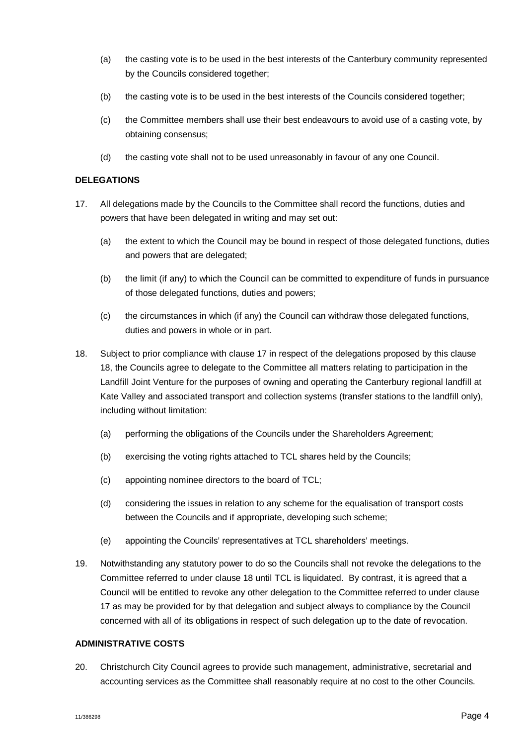(a) the casting vote is to be used in the best interests of the Canterbury community represented by the Councils considered together;

(b) the casting vote is to be used in the best interests of the Councils considered together;

(c) the Committee members shall use their best endeavours to avoid use of a casting vote, by obtaining consensus;

(d) the casting vote shall not to be used unreasonably in favour of any one Council.

**DELEGATIONS**

17. All delegations made by the Councils to the Committee shall record the functions, duties and powers that have been delegated in writing and may set out:

    (a) the extent to which the Council may be bound in respect of those delegated functions, duties and powers that are delegated;

    (b) the limit (if any) to which the Council can be committed to expenditure of funds in pursuance of those delegated functions, duties and powers;

    (c) the circumstances in which (if any) the Council can withdraw those delegated functions, duties and powers in whole or in part.

18. Subject to prior compliance with clause 17 in respect of the delegations proposed by this clause 18, the Councils agree to delegate to the Committee all matters relating to participation in the Landfill Joint Venture for the purposes of owning and operating the Canterbury regional landfill at Kate Valley and associated transport and collection systems (transfer stations to the landfill only), including without limitation:

    (a) performing the obligations of the Councils under the Shareholders Agreement;

    (b) exercising the voting rights attached to TCL shares held by the Councils;

    (c) appointing nominee directors to the board of TCL;

    (d) considering the issues in relation to any scheme for the equalisation of transport costs between the Councils and if appropriate, developing such scheme;

    (e) appointing the Councils' representatives at TCL shareholders' meetings.

19. Notwithstanding any statutory power to do so the Councils shall not revoke the delegations to the Committee referred to under clause 18 until TCL is liquidated. By contrast, it is agreed that a Council will be entitled to revoke any other delegation to the Committee referred to under clause 17 as may be provided for by that delegation and subject always to compliance by the Council concerned with all of its obligations in respect of such delegation up to the date of revocation.

**ADMINISTRATIVE COSTS**

20. Christchurch City Council agrees to provide such management, administrative, secretarial and accounting services as the Committee shall reasonably require at no cost to the other Councils.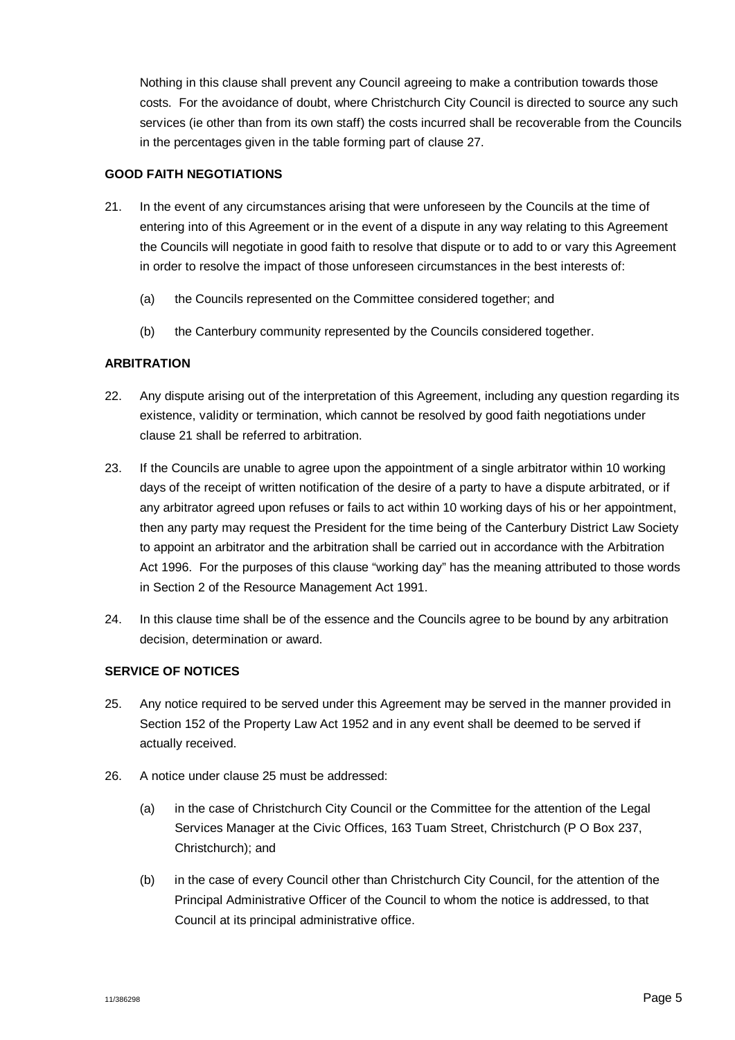Nothing in this clause shall prevent any Council agreeing to make a contribution towards those costs. For the avoidance of doubt, where Christchurch City Council is directed to source any such services (ie other than from its own staff) the costs incurred shall be recoverable from the Councils in the percentages given in the table forming part of clause 27.

**GOOD FAITH NEGOTIATIONS**

21. In the event of any circumstances arising that were unforeseen by the Councils at the time of entering into of this Agreement or in the event of a dispute in any way relating to this Agreement the Councils will negotiate in good faith to resolve that dispute or to add to or vary this Agreement in order to resolve the impact of those unforeseen circumstances in the best interests of:

    (a) the Councils represented on the Committee considered together; and

    (b) the Canterbury community represented by the Councils considered together.

**ARBITRATION**

22. Any dispute arising out of the interpretation of this Agreement, including any question regarding its existence, validity or termination, which cannot be resolved by good faith negotiations under clause 21 shall be referred to arbitration.

23. If the Councils are unable to agree upon the appointment of a single arbitrator within 10 working days of the receipt of written notification of the desire of a party to have a dispute arbitrated, or if any arbitrator agreed upon refuses or fails to act within 10 working days of his or her appointment, then any party may request the President for the time being of the Canterbury District Law Society to appoint an arbitrator and the arbitration shall be carried out in accordance with the Arbitration Act 1996. For the purposes of this clause "working day" has the meaning attributed to those words in Section 2 of the Resource Management Act 1991.

24. In this clause time shall be of the essence and the Councils agree to be bound by any arbitration decision, determination or award.

**SERVICE OF NOTICES**

25. Any notice required to be served under this Agreement may be served in the manner provided in Section 152 of the Property Law Act 1952 and in any event shall be deemed to be served if actually received.

26. A notice under clause 25 must be addressed:

    (a) in the case of Christchurch City Council or the Committee for the attention of the Legal Services Manager at the Civic Offices, 163 Tuam Street, Christchurch (P O Box 237, Christchurch); and

    (b) in the case of every Council other than Christchurch City Council, for the attention of the Principal Administrative Officer of the Council to whom the notice is addressed, to that Council at its principal administrative office.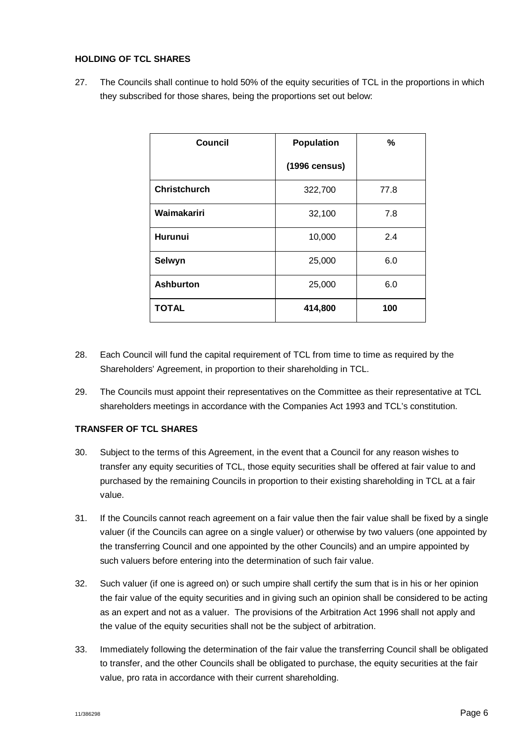**HOLDING OF TCL SHARES**

27. The Councils shall continue to hold 50% of the equity securities of TCL in the proportions in which they subscribed for those shares, being the proportions set out below:

| Council | Population (1996 census) | % |
|---|---|---|
| **Christchurch** | 322,700 | 77.8 |
| **Waimakariri** | 32,100 | 7.8 |
| **Hurunui** | 10,000 | 2.4 |
| **Selwyn** | 25,000 | 6.0 |
| **Ashburton** | 25,000 | 6.0 |
| **TOTAL** | **414,800** | **100** |

28. Each Council will fund the capital requirement of TCL from time to time as required by the Shareholders' Agreement, in proportion to their shareholding in TCL.

29. The Councils must appoint their representatives on the Committee as their representative at TCL shareholders meetings in accordance with the Companies Act 1993 and TCL's constitution.

**TRANSFER OF TCL SHARES**

30. Subject to the terms of this Agreement, in the event that a Council for any reason wishes to transfer any equity securities of TCL, those equity securities shall be offered at fair value to and purchased by the remaining Councils in proportion to their existing shareholding in TCL at a fair value.

31. If the Councils cannot reach agreement on a fair value then the fair value shall be fixed by a single valuer (if the Councils can agree on a single valuer) or otherwise by two valuers (one appointed by the transferring Council and one appointed by the other Councils) and an umpire appointed by such valuers before entering into the determination of such fair value.

32. Such valuer (if one is agreed on) or such umpire shall certify the sum that is in his or her opinion the fair value of the equity securities and in giving such an opinion shall be considered to be acting as an expert and not as a valuer. The provisions of the Arbitration Act 1996 shall not apply and the value of the equity securities shall not be the subject of arbitration.

33. Immediately following the determination of the fair value the transferring Council shall be obligated to transfer, and the other Councils shall be obligated to purchase, the equity securities at the fair value, pro rata in accordance with their current shareholding.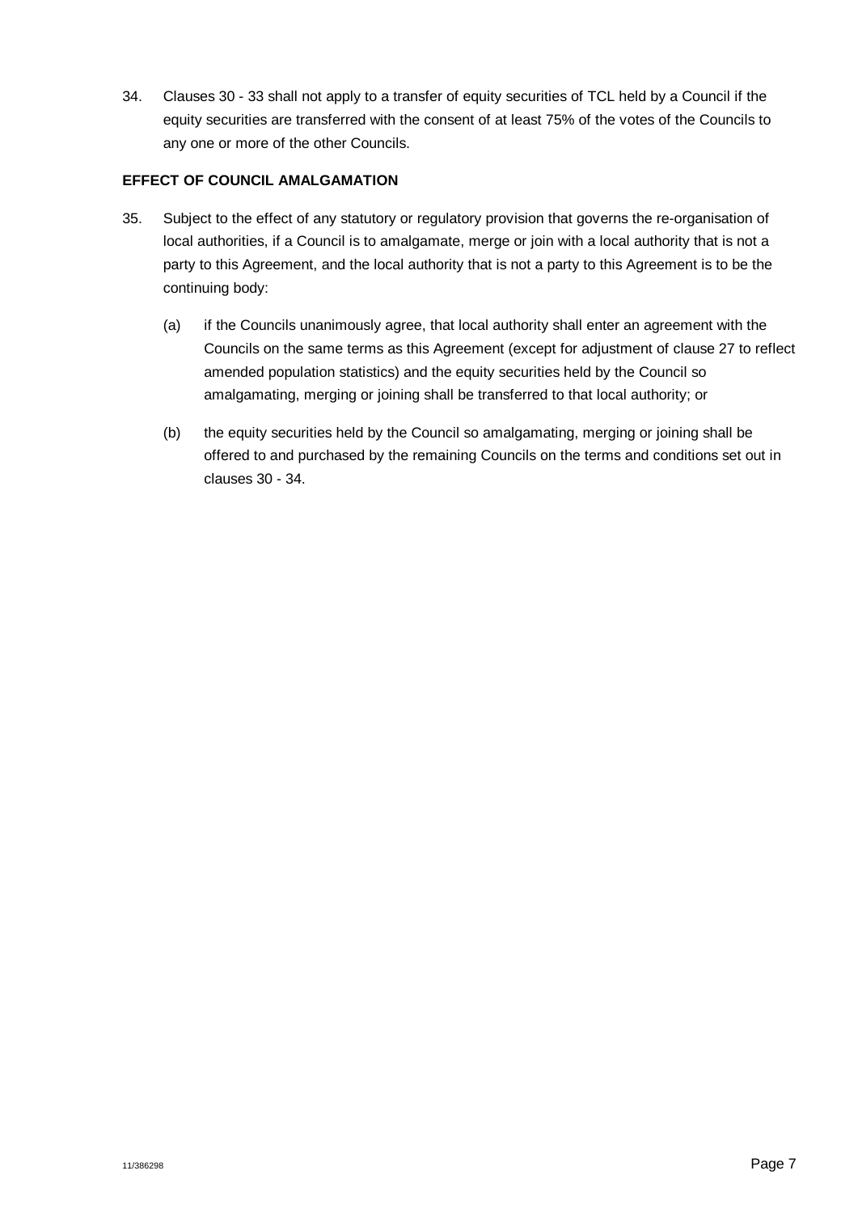34. Clauses 30 - 33 shall not apply to a transfer of equity securities of TCL held by a Council if the equity securities are transferred with the consent of at least 75% of the votes of the Councils to any one or more of the other Councils.

**EFFECT OF COUNCIL AMALGAMATION**

35. Subject to the effect of any statutory or regulatory provision that governs the re-organisation of local authorities, if a Council is to amalgamate, merge or join with a local authority that is not a party to this Agreement, and the local authority that is not a party to this Agreement is to be the continuing body:

    (a) if the Councils unanimously agree, that local authority shall enter an agreement with the Councils on the same terms as this Agreement (except for adjustment of clause 27 to reflect amended population statistics) and the equity securities held by the Council so amalgamating, merging or joining shall be transferred to that local authority; or

    (b) the equity securities held by the Council so amalgamating, merging or joining shall be offered to and purchased by the remaining Councils on the terms and conditions set out in clauses 30 - 34.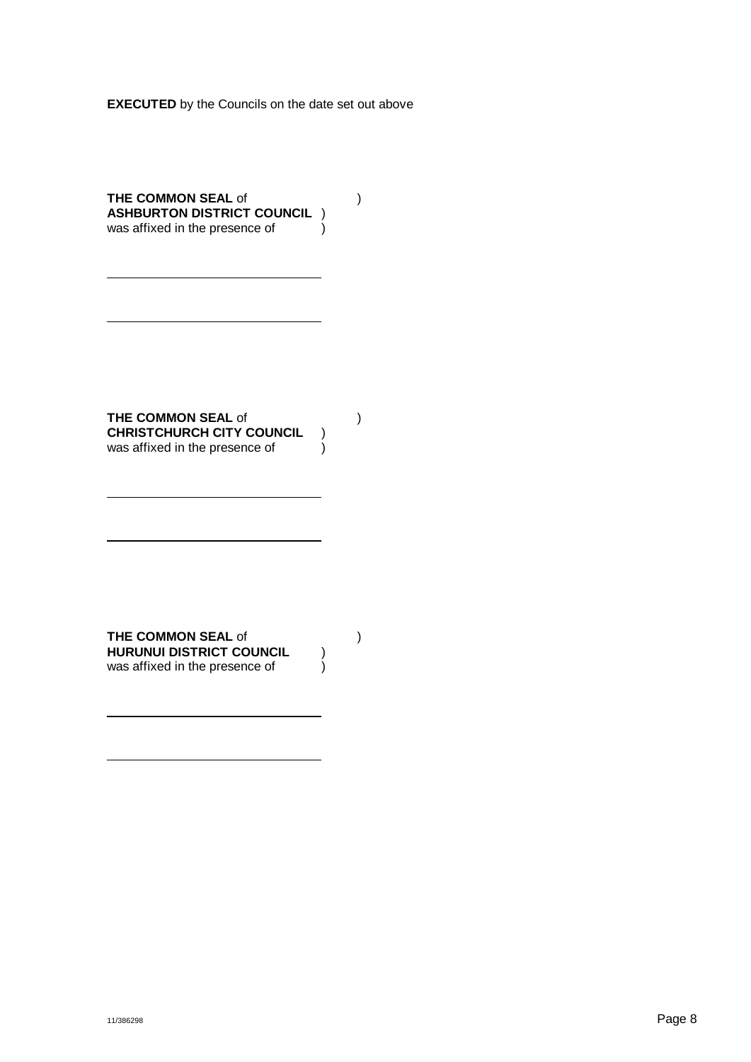**EXECUTED** by the Councils on the date set out above

**THE COMMON SEAL** of )
**ASHBURTON DISTRICT COUNCIL** )
was affixed in the presence of )

\_\_\_\_\_\_\_\_\_\_\_\_\_\_\_\_\_\_\_\_\_\_\_\_\_\_\_\_\_\_

\_\_\_\_\_\_\_\_\_\_\_\_\_\_\_\_\_\_\_\_\_\_\_\_\_\_\_\_\_\_

**THE COMMON SEAL** of )
**CHRISTCHURCH CITY COUNCIL** )
was affixed in the presence of )

\_\_\_\_\_\_\_\_\_\_\_\_\_\_\_\_\_\_\_\_\_\_\_\_\_\_\_\_\_\_

\_\_\_\_\_\_\_\_\_\_\_\_\_\_\_\_\_\_\_\_\_\_\_\_\_\_\_\_\_\_

**THE COMMON SEAL** of )
**HURUNUI DISTRICT COUNCIL** )
was affixed in the presence of )

\_\_\_\_\_\_\_\_\_\_\_\_\_\_\_\_\_\_\_\_\_\_\_\_\_\_\_\_\_\_

\_\_\_\_\_\_\_\_\_\_\_\_\_\_\_\_\_\_\_\_\_\_\_\_\_\_\_\_\_\_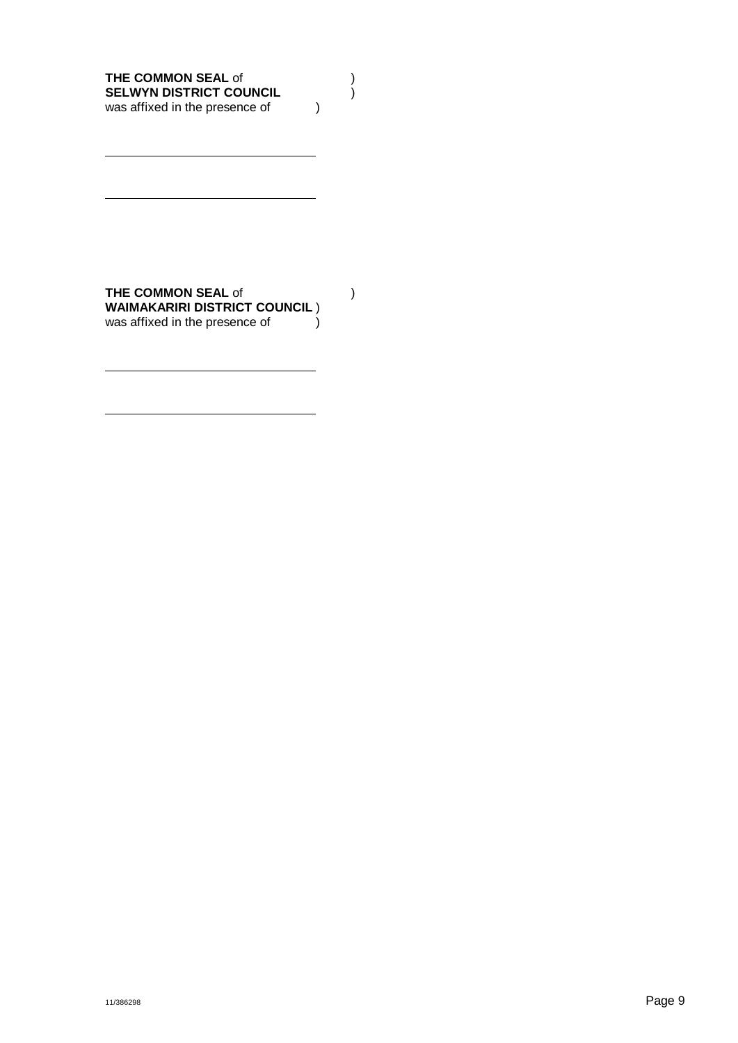**THE COMMON SEAL** of )
**SELWYN DISTRICT COUNCIL** )
was affixed in the presence of )

\_\_\_\_\_\_\_\_\_\_\_\_\_\_\_\_\_\_\_\_\_\_\_\_\_\_\_\_\_\_\_\_

\_\_\_\_\_\_\_\_\_\_\_\_\_\_\_\_\_\_\_\_\_\_\_\_\_\_\_\_\_\_\_\_

**THE COMMON SEAL** of )
**WAIMAKARIRI DISTRICT COUNCIL** )
was affixed in the presence of )

\_\_\_\_\_\_\_\_\_\_\_\_\_\_\_\_\_\_\_\_\_\_\_\_\_\_\_\_\_\_\_\_

\_\_\_\_\_\_\_\_\_\_\_\_\_\_\_\_\_\_\_\_\_\_\_\_\_\_\_\_\_\_\_\_

11/386298